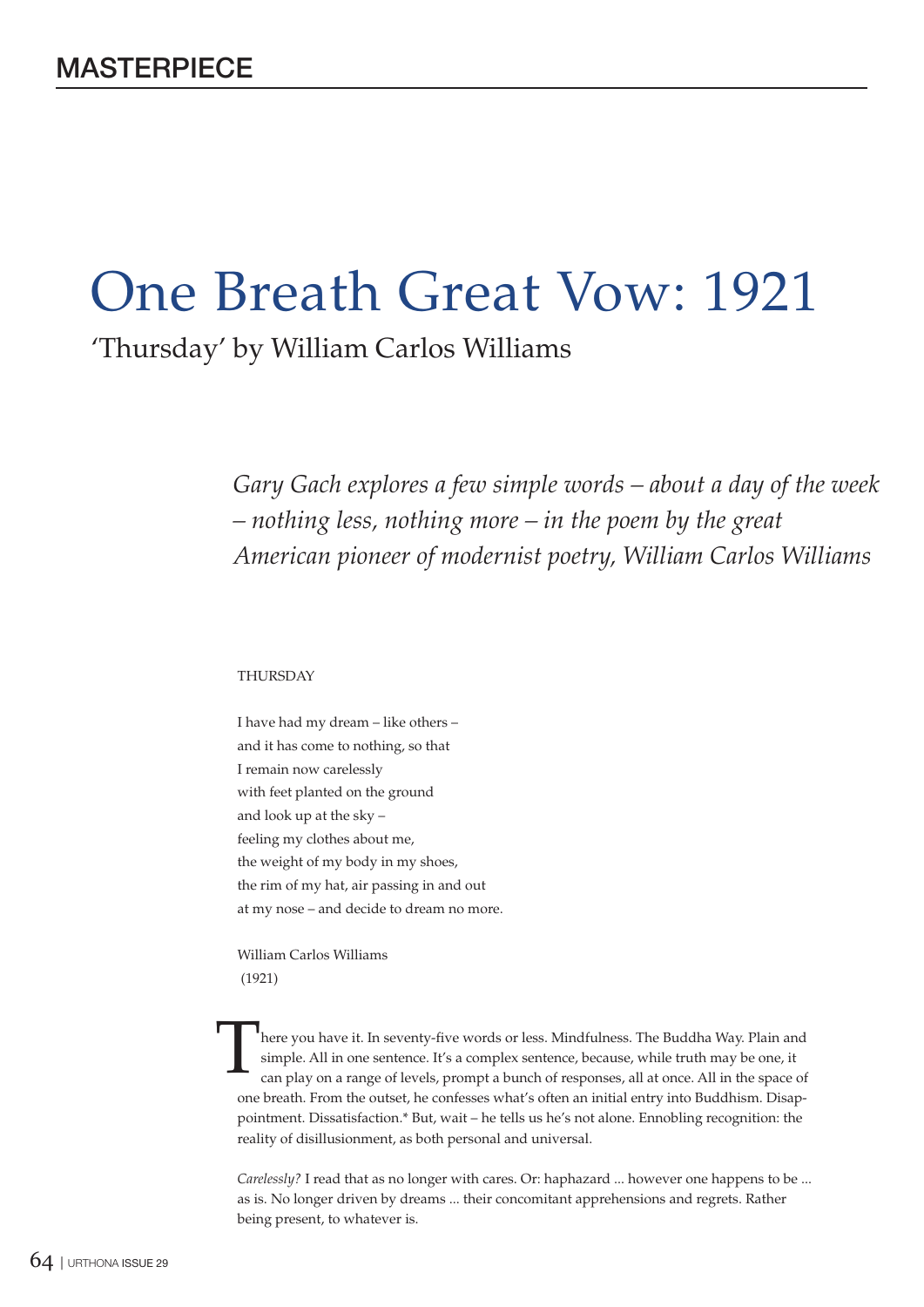# One Breath Great Vow: 1921

## 'Thursday' by William Carlos Williams

*Gary Gach explores a few simple words – about a day of the week – nothing less, nothing more – in the poem by the great American pioneer of modernist poetry, William Carlos Williams*

THURSDAY

I have had my dream – like others –  
and it has come to nothing, so that  
I remain now carelessly  
with feet planted on the ground  
and look up at the sky –  
feeling my clothes about me,  
the weight of my body in my shoes,  
the rim of my hat, air passing in and out  
at my nose – and decide to dream no more.

William Carlos Williams  
(1921)

There you have it. In seventy-five words or less. Mindfulness. The Buddha Way. Plain and simple. All in one sentence. It's a complex sentence, because, while truth may be one, it can play on a range of levels, prompt a bunch of responses, all at once. All in the space of one breath. From the outset, he confesses what's often an initial entry into Buddhism. Disappointment. Dissatisfaction.* But, wait – he tells us he's not alone. Ennobling recognition: the reality of disillusionment, as both personal and universal.

*Carelessly?* I read that as no longer with cares. Or: haphazard ... however one happens to be ... as is. No longer driven by dreams ... their concomitant apprehensions and regrets. Rather being present, to whatever is.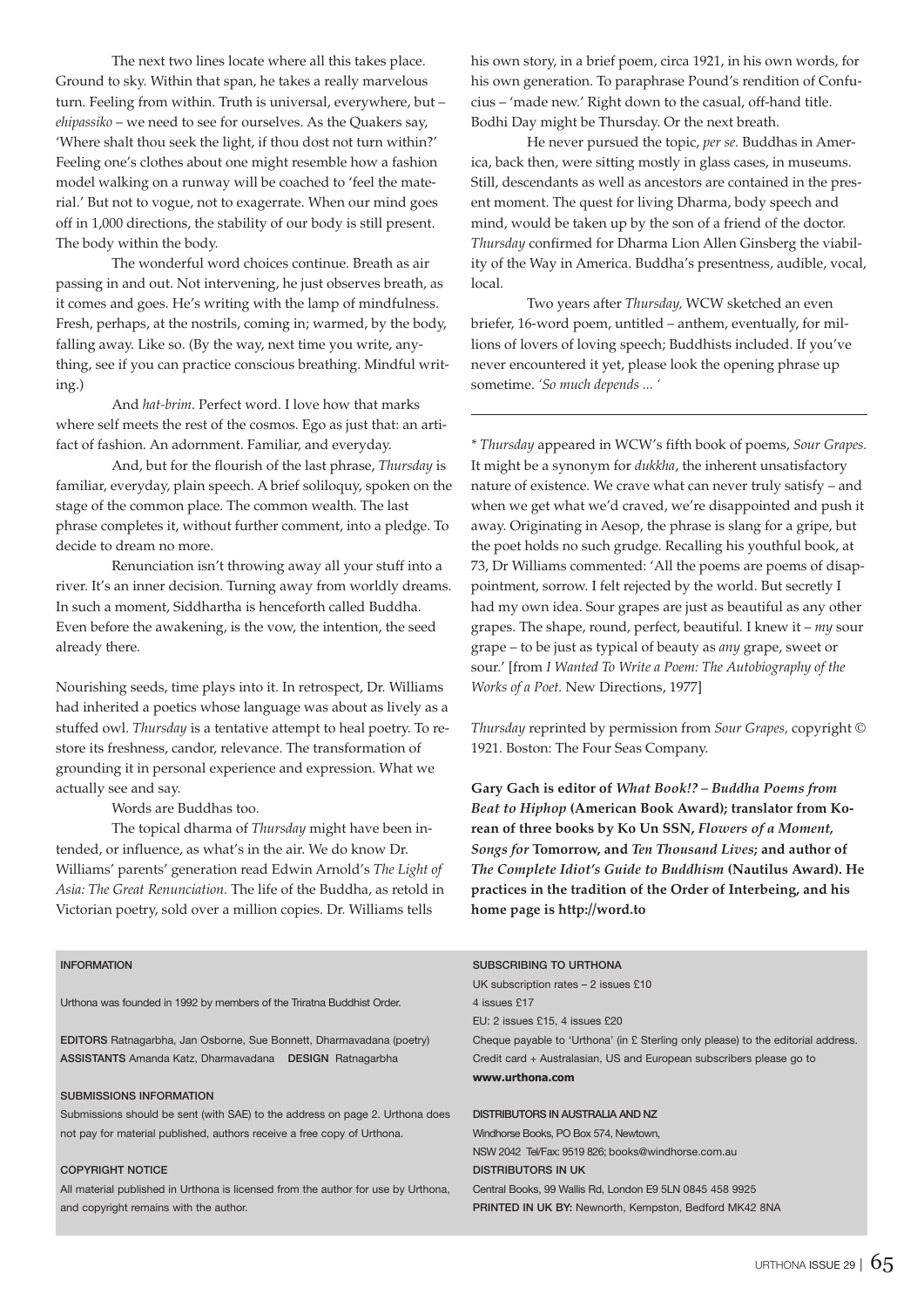The next two lines locate where all this takes place. Ground to sky. Within that span, he takes a really marvelous turn. Feeling from within. Truth is universal, everywhere, but – *ehipassiko* – we need to see for ourselves. As the Quakers say, 'Where shalt thou seek the light, if thou dost not turn within?' Feeling one's clothes about one might resemble how a fashion model walking on a runway will be coached to 'feel the material.' But not to vogue, not to exagerrate. When our mind goes off in 1,000 directions, the stability of our body is still present. The body within the body.

The wonderful word choices continue. Breath as air passing in and out. Not intervening, he just observes breath, as it comes and goes. He's writing with the lamp of mindfulness. Fresh, perhaps, at the nostrils, coming in; warmed, by the body, falling away. Like so. (By the way, next time you write, anything, see if you can practice conscious breathing. Mindful writing.)

And *hat-brim*. Perfect word. I love how that marks where self meets the rest of the cosmos. Ego as just that: an artifact of fashion. An adornment. Familiar, and everyday.

And, but for the flourish of the last phrase, *Thursday* is familiar, everyday, plain speech. A brief soliloquy, spoken on the stage of the common place. The common wealth. The last phrase completes it, without further comment, into a pledge. To decide to dream no more.

Renunciation isn't throwing away all your stuff into a river. It's an inner decision. Turning away from worldly dreams. In such a moment, Siddhartha is henceforth called Buddha. Even before the awakening, is the vow, the intention, the seed already there.

Nourishing seeds, time plays into it. In retrospect, Dr. Williams had inherited a poetics whose language was about as lively as a stuffed owl. *Thursday* is a tentative attempt to heal poetry. To restore its freshness, candor, relevance. The transformation of grounding it in personal experience and expression. What we actually see and say.

Words are Buddhas too.

The topical dharma of *Thursday* might have been intended, or influence, as what's in the air. We do know Dr. Williams' parents' generation read Edwin Arnold's *The Light of Asia: The Great Renunciation.* The life of the Buddha, as retold in Victorian poetry, sold over a million copies. Dr. Williams tells his own story, in a brief poem, circa 1921, in his own words, for his own generation. To paraphrase Pound's rendition of Confucius – 'made new.' Right down to the casual, off-hand title. Bodhi Day might be Thursday. Or the next breath.

He never pursued the topic, *per se.* Buddhas in America, back then, were sitting mostly in glass cases, in museums. Still, descendants as well as ancestors are contained in the present moment. The quest for living Dharma, body speech and mind, would be taken up by the son of a friend of the doctor. *Thursday* confirmed for Dharma Lion Allen Ginsberg the viability of the Way in America. Buddha's presentness, audible, vocal, local.

Two years after *Thursday,* WCW sketched an even briefer, 16-word poem, untitled – anthem, eventually, for millions of lovers of loving speech; Buddhists included. If you've never encountered it yet, please look the opening phrase up sometime. *'So much depends ... '*

---

\* *Thursday* appeared in WCW's fifth book of poems, *Sour Grapes.* It might be a synonym for *dukkha*, the inherent unsatisfactory nature of existence. We crave what can never truly satisfy – and when we get what we'd craved, we're disappointed and push it away. Originating in Aesop, the phrase is slang for a gripe, but the poet holds no such grudge. Recalling his youthful book, at 73, Dr Williams commented: 'All the poems are poems of disappointment, sorrow. I felt rejected by the world. But secretly I had my own idea. Sour grapes are just as beautiful as any other grapes. The shape, round, perfect, beautiful. I knew it – *my* sour grape – to be just as typical of beauty as *any* grape, sweet or sour.' [from *I Wanted To Write a Poem: The Autobiography of the Works of a Poet.* New Directions, 1977]

*Thursday* reprinted by permission from *Sour Grapes,* copyright © 1921. Boston: The Four Seas Company.

**Gary Gach is editor of *What Book!? – Buddha Poems from Beat to Hiphop* (American Book Award); translator from Korean of three books by Ko Un SSN, *Flowers of a Moment, Songs for* Tomorrow, and *Ten Thousand Lives*; and author of *The Complete Idiot's Guide to Buddhism* (Nautilus Award). He practices in the tradition of the Order of Interbeing, and his home page is http://word.to**

---

INFORMATION

Urthona was founded in 1992 by members of the Triratna Buddhist Order.

**EDITORS** Ratnagarbha, Jan Osborne, Sue Bonnett, Dharmavadana (poetry)
**ASSISTANTS** Amanda Katz, Dharmavadana **DESIGN** Ratnagarbha

SUBMISSIONS INFORMATION

Submissions should be sent (with SAE) to the address on page 2. Urthona does not pay for material published, authors receive a free copy of Urthona.

COPYRIGHT NOTICE

All material published in Urthona is licensed from the author for use by Urthona, and copyright remains with the author.

SUBSCRIBING TO URTHONA

UK subscription rates – 2 issues £10
4 issues £17
EU: 2 issues £15, 4 issues £20
Cheque payable to 'Urthona' (in £ Sterling only please) to the editorial address.
Credit card + Australasian, US and European subscribers please go to **www.urthona.com**

DISTRIBUTORS IN AUSTRALIA AND NZ

Windhorse Books, PO Box 574, Newtown,
NSW 2042 Tel/Fax: 9519 826; books@windhorse.com.au

DISTRIBUTORS IN UK

Central Books, 99 Wallis Rd, London E9 5LN 0845 458 9925

**PRINTED IN UK BY:** Newnorth, Kempston, Bedford MK42 8NA